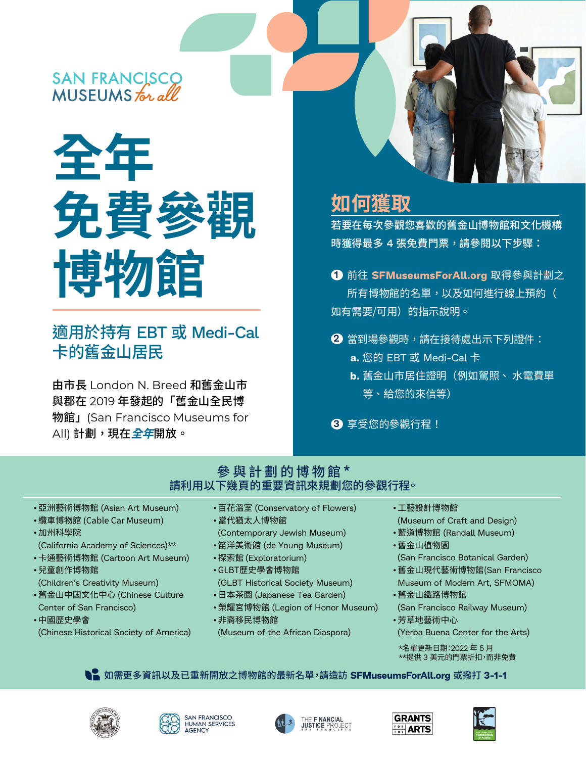SAN FRANCISCO MUSEUMS *for all*

# 全年免費參觀博物館

## 適用於持有 EBT 或 Medi-Cal 卡的舊金山居民

**由市長** London N. Breed **和舊金山市與郡在** 2019 **年發起的「舊金山全民博物館」**(San Francisco Museums for All) **計劃，現在全年開放。**

## 如何獲取

**若要在每次參觀您喜歡的舊金山博物館和文化機構時獲得最多 4 張免費門票，請參閱以下步驟：**

1. 前往 **SFMuseumsForAll.org** 取得參與計劃之所有博物館的名單，以及如何進行線上預約（如有需要/可用）的指示說明。
2. 當到場參觀時，請在接待處出示下列證件：
   - **a.** 您的 EBT 或 Medi-Cal 卡
   - **b.** 舊金山市居住證明（例如駕照、水電費單等、給您的來信等）
3. 享受您的參觀行程！

## 參與計劃的博物館*

**請利用以下幾頁的重要資訊來規劃您的參觀行程。**

- 亞洲藝術博物館 (Asian Art Museum)
- 纜車博物館 (Cable Car Museum)
- 加州科學院 (California Academy of Sciences)**
- 卡通藝術博物館 (Cartoon Art Museum)
- 兒童創作博物館 (Children's Creativity Museum)
- 舊金山中國文化中心 (Chinese Culture Center of San Francisco)
- 中國歷史學會 (Chinese Historical Society of America)
- 百花溫室 (Conservatory of Flowers)
- 當代猶太人博物館 (Contemporary Jewish Museum)
- 笛洋美術館 (de Young Museum)
- 探索館 (Exploratorium)
- GLBT歷史學會博物館 (GLBT Historical Society Museum)
- 日本茶園 (Japanese Tea Garden)
- 榮耀宮博物館 (Legion of Honor Museum)
- 非裔移民博物館 (Museum of the African Diaspora)
- 工藝設計博物館 (Museum of Craft and Design)
- 藍道博物館 (Randall Museum)
- 舊金山植物園 (San Francisco Botanical Garden)
- 舊金山現代藝術博物館(San Francisco Museum of Modern Art, SFMOMA)
- 舊金山鐵路博物館 (San Francisco Railway Museum)
- 芳草地藝術中心 (Yerba Buena Center for the Arts)

*名單更新日期:2022 年 5 月
**提供 3 美元的門票折扣，而非免費

**如需更多資訊以及已重新開放之博物館的最新名單，請造訪 SFMuseumsForAll.org 或撥打 3-1-1**

SAN FRANCISCO HUMAN SERVICES AGENCY | THE FINANCIAL JUSTICE PROJECT SAN FRANCISCO | GRANTS FOR THE ARTS | SAN FRANCISCO RECREATION & PARKS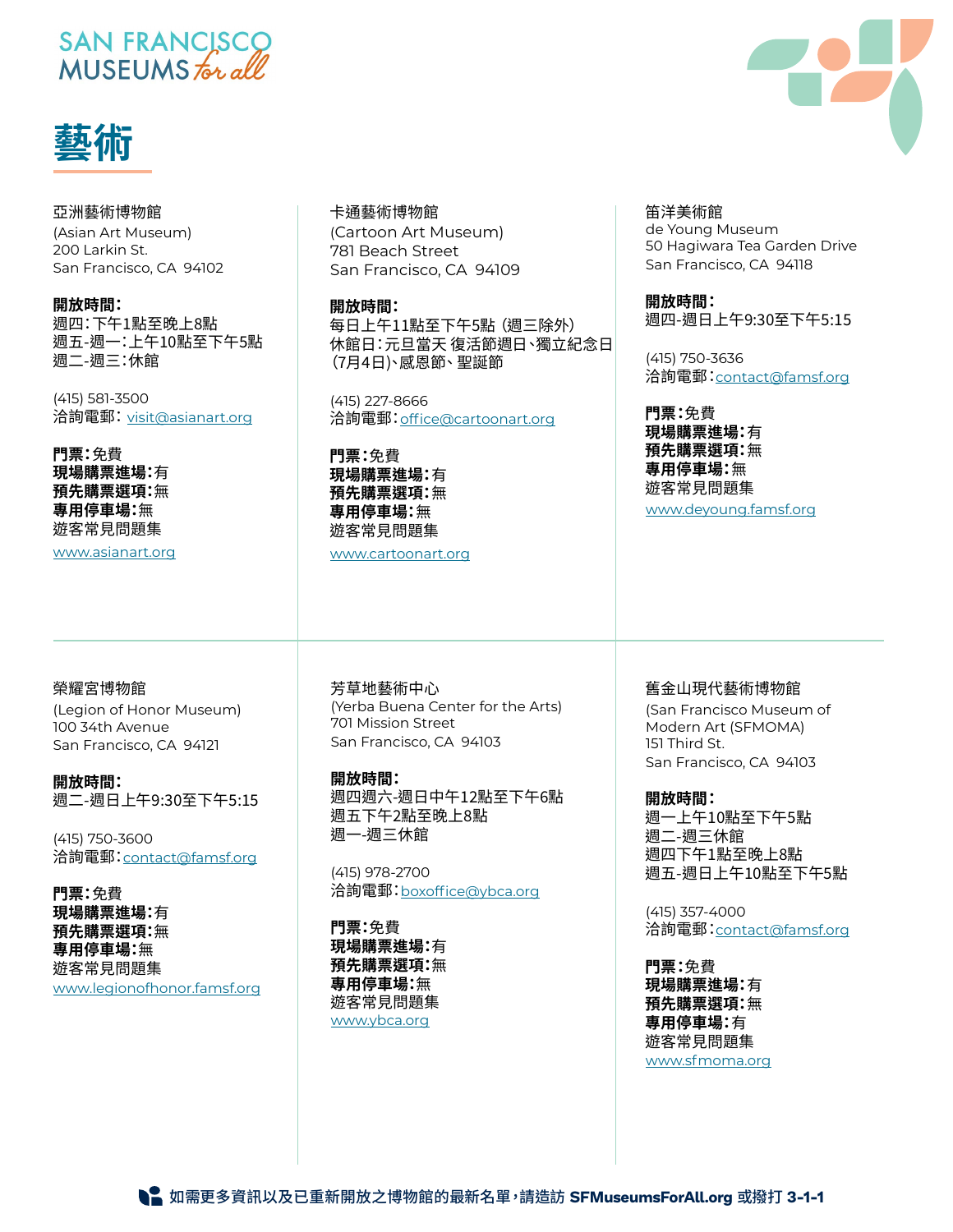SAN FRANCISCO MUSEUMS *for all*

# 藝術

亞洲藝術博物館
(Asian Art Museum)
200 Larkin St.
San Francisco, CA 94102

**開放時間：**
週四：下午1點至晚上8點
週五-週一：上午10點至下午5點
週二-週三：休館

(415) 581-3500
洽詢電郵： visit@asianart.org

**門票：**免費
**現場購票進場：**有
**預先購票選項：**無
**專用停車場：**無
遊客常見問題集
www.asianart.org

卡通藝術博物館
(Cartoon Art Museum)
781 Beach Street
San Francisco, CA 94109

**開放時間：**
每日上午11點至下午5點 (週三除外)
休館日：元旦當天 復活節週日、獨立紀念日 (7月4日)、感恩節、聖誕節

(415) 227-8666
洽詢電郵：office@cartoonart.org

**門票：**免費
**現場購票進場：**有
**預先購票選項：**無
**專用停車場：**無
遊客常見問題集
www.cartoonart.org

笛洋美術館
de Young Museum
50 Hagiwara Tea Garden Drive
San Francisco, CA 94118

**開放時間：**
週四-週日上午9:30至下午5:15

(415) 750-3636
洽詢電郵：contact@famsf.org

**門票：**免費
**現場購票進場：**有
**預先購票選項：**無
**專用停車場：**無
遊客常見問題集
www.deyoung.famsf.org

榮耀宮博物館
(Legion of Honor Museum)
100 34th Avenue
San Francisco, CA 94121

**開放時間：**
週二-週日上午9:30至下午5:15

(415) 750-3600
洽詢電郵：contact@famsf.org

**門票：**免費
**現場購票進場：**有
**預先購票選項：**無
**專用停車場：**無
遊客常見問題集
www.legionofhonor.famsf.org

芳草地藝術中心
(Yerba Buena Center for the Arts)
701 Mission Street
San Francisco, CA 94103

**開放時間：**
週四週六-週日中午12點至下午6點
週五下午2點至晚上8點
週一-週三休館

(415) 978-2700
洽詢電郵：boxoffice@ybca.org

**門票：**免費
**現場購票進場：**有
**預先購票選項：**無
**專用停車場：**無
遊客常見問題集
www.ybca.org

舊金山現代藝術博物館
(San Francisco Museum of Modern Art (SFMOMA)
151 Third St.
San Francisco, CA 94103

**開放時間：**
週一上午10點至下午5點
週二-週三休館
週四下午1點至晚上8點
週五-週日上午10點至下午5點

(415) 357-4000
洽詢電郵：contact@famsf.org

**門票：**免費
**現場購票進場：**有
**預先購票選項：**無
**專用停車場：**有
遊客常見問題集
www.sfmoma.org

**如需更多資訊以及已重新開放之博物館的最新名單，請造訪 SFMuseumsForAll.org 或撥打 3-1-1**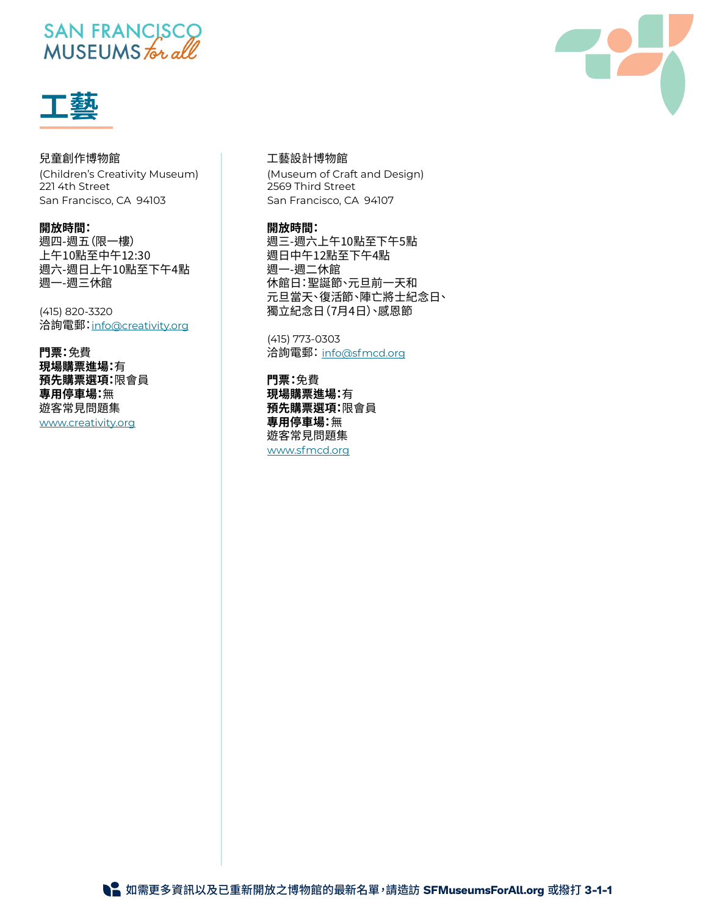# 工藝

兒童創作博物館
(Children's Creativity Museum)
221 4th Street
San Francisco, CA 94103

**開放時間：**
週四-週五（限一樓）
上午10點至中午12:30
週六-週日上午10點至下午4點
週一-週三休館

(415) 820-3320
洽詢電郵：info@creativity.org

**門票：**免費
**現場購票進場：**有
**預先購票選項：**限會員
**專用停車場：**無
遊客常見問題集
www.creativity.org

工藝設計博物館
(Museum of Craft and Design)
2569 Third Street
San Francisco, CA 94107

**開放時間：**
週三-週六上午10點至下午5點
週日中午12點至下午4點
週一-週二休館
休館日：聖誕節、元旦前一天和
元旦當天、復活節、陣亡將士紀念日、
獨立紀念日（7月4日）、感恩節

(415) 773-0303
洽詢電郵： info@sfmcd.org

**門票：**免費
**現場購票進場：**有
**預先購票選項：**限會員
**專用停車場：**無
遊客常見問題集
www.sfmcd.org

**如需更多資訊以及已重新開放之博物館的最新名單，請造訪 SFMuseumsForAll.org 或撥打 3-1-1**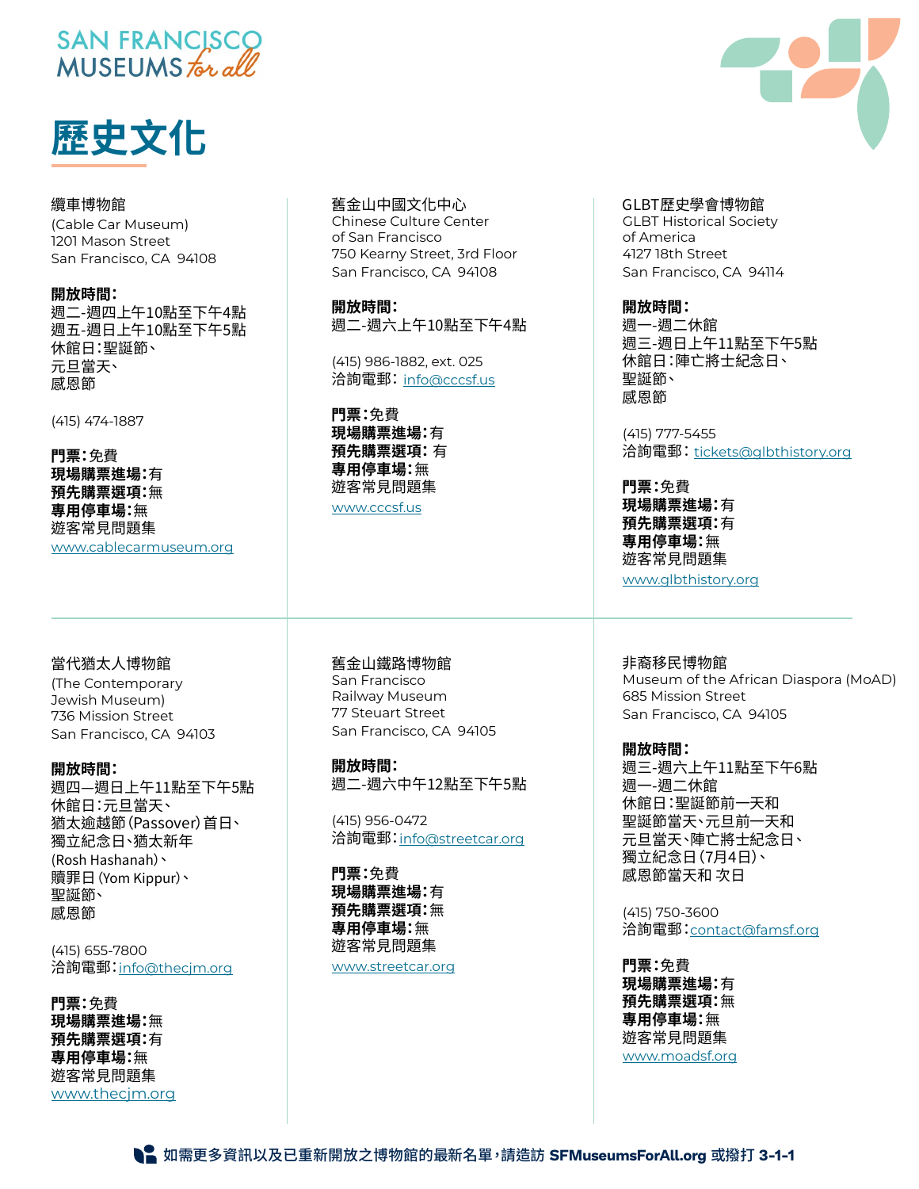SAN FRANCISCO MUSEUMS *for all*

# 歷史文化

纜車博物館
(Cable Car Museum)
1201 Mason Street
San Francisco, CA 94108

**開放時間：**
週二-週四上午10點至下午4點
週五-週日上午10點至下午5點
休館日：聖誕節、
元旦當天、
感恩節

(415) 474-1887

**門票：**免費
**現場購票進場：**有
**預先購票選項：**無
**專用停車場：**無
遊客常見問題集
www.cablecarmuseum.org

舊金山中國文化中心
Chinese Culture Center
of San Francisco
750 Kearny Street, 3rd Floor
San Francisco, CA 94108

**開放時間：**
週二-週六上午10點至下午4點

(415) 986-1882, ext. 025
洽詢電郵：info@cccsf.us

**門票：**免費
**現場購票進場：**有
**預先購票選項：**有
**專用停車場：**無
遊客常見問題集
www.cccsf.us

GLBT歷史學會博物館
GLBT Historical Society
of America
4127 18th Street
San Francisco, CA 94114

**開放時間：**
週一-週二休館
週三-週日上午11點至下午5點
休館日：陣亡將士紀念日、
聖誕節、
感恩節

(415) 777-5455
洽詢電郵：tickets@glbthistory.org

**門票：**免費
**現場購票進場：**有
**預先購票選項：**有
**專用停車場：**無
遊客常見問題集
www.glbthistory.org

當代猶太人博物館
(The Contemporary
Jewish Museum)
736 Mission Street
San Francisco, CA 94103

**開放時間：**
週四—週日上午11點至下午5點
休館日：元旦當天、
猶太逾越節(Passover)首日、
獨立紀念日、猶太新年
(Rosh Hashanah)、
贖罪日(Yom Kippur)、
聖誕節、
感恩節

(415) 655-7800
洽詢電郵：info@thecjm.org

**門票：**免費
**現場購票進場：**無
**預先購票選項：**有
**專用停車場：**無
遊客常見問題集
www.thecjm.org

舊金山鐵路博物館
San Francisco
Railway Museum
77 Steuart Street
San Francisco, CA 94105

**開放時間：**
週二-週六中午12點至下午5點

(415) 956-0472
洽詢電郵：info@streetcar.org

**門票：**免費
**現場購票進場：**有
**預先購票選項：**無
**專用停車場：**無
遊客常見問題集
www.streetcar.org

非裔移民博物館
Museum of the African Diaspora (MoAD)
685 Mission Street
San Francisco, CA 94105

**開放時間：**
週三-週六上午11點至下午6點
週一-週二休館
休館日：聖誕節前一天和
聖誕節當天、元旦前一天和
元旦當天、陣亡將士紀念日、
獨立紀念日(7月4日)、
感恩節當天和 次日

(415) 750-3600
洽詢電郵：contact@famsf.org

**門票：**免費
**現場購票進場：**有
**預先購票選項：**無
**專用停車場：**無
遊客常見問題集
www.moadsf.org

**如需更多資訊以及已重新開放之博物館的最新名單，請造訪 SFMuseumsForAll.org 或撥打 3-1-1**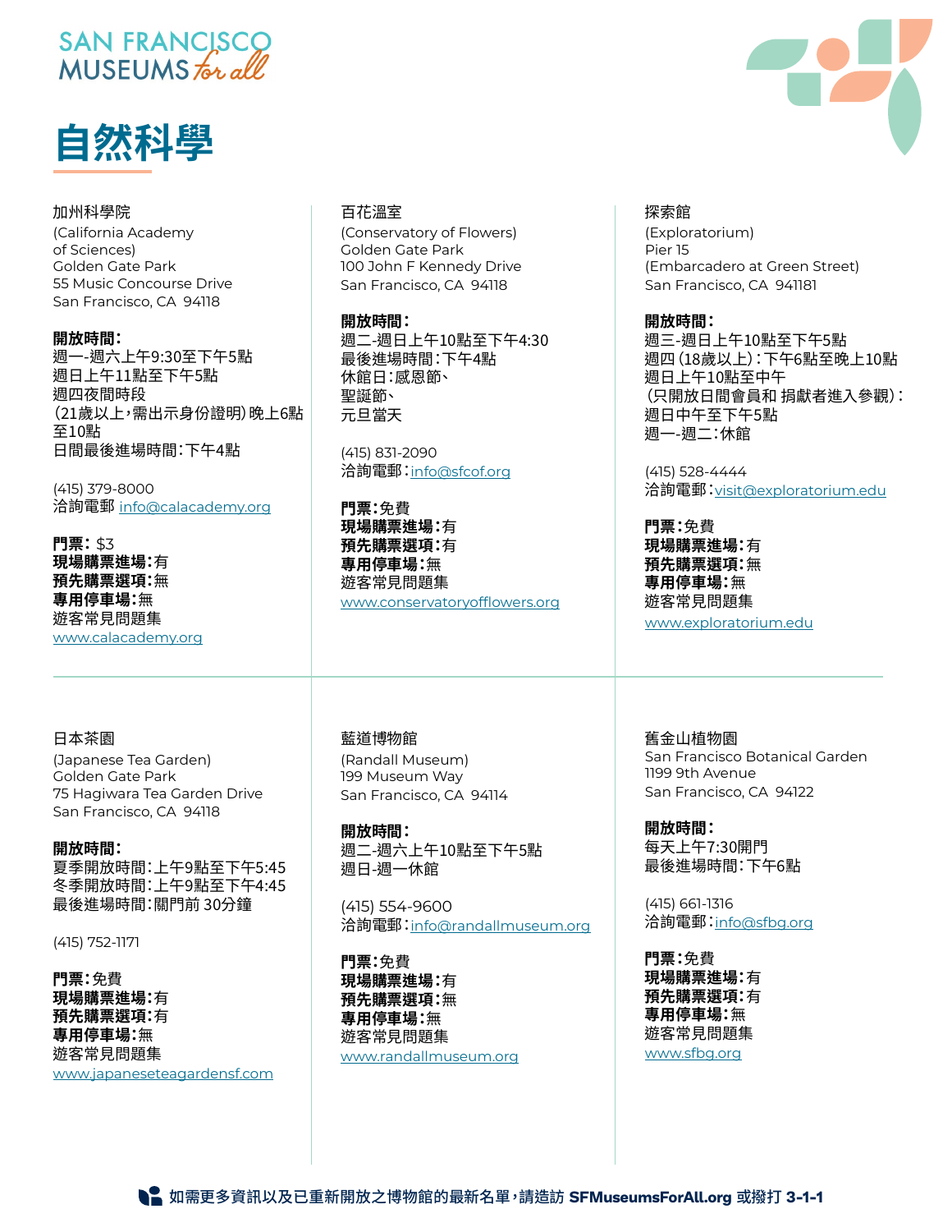SAN FRANCISCO MUSEUMS for all

# 自然科學

## 加州科學院

(California Academy of Sciences)
Golden Gate Park
55 Music Concourse Drive
San Francisco, CA 94118

**開放時間：**
週一-週六上午9:30至下午5點
週日上午11點至下午5點
週四夜間時段
(21歲以上，需出示身份證明) 晚上6點至10點
日間最後進場時間：下午4點

(415) 379-8000
洽詢電郵 info@calacademy.org

**門票：** $3
**現場購票進場：**有
**預先購票選項：**無
**專用停車場：**無
遊客常見問題集
www.calacademy.org

## 百花溫室

(Conservatory of Flowers)
Golden Gate Park
100 John F Kennedy Drive
San Francisco, CA 94118

**開放時間：**
週二-週日上午10點至下午4:30
最後進場時間：下午4點
休館日：感恩節、
聖誕節、
元旦當天

(415) 831-2090
洽詢電郵：info@sfcof.org

**門票：**免費
**現場購票進場：**有
**預先購票選項：**有
**專用停車場：**無
遊客常見問題集
www.conservatoryofflowers.org

## 探索館

(Exploratorium)
Pier 15
(Embarcadero at Green Street)
San Francisco, CA 941181

**開放時間：**
週三-週日上午10點至下午5點
週四 (18歲以上)：下午6點至晚上10點
週日上午10點至中午
(只開放日間會員和 捐獻者進入參觀)：
週日中午至下午5點
週一-週二：休館

(415) 528-4444
洽詢電郵：visit@exploratorium.edu

**門票：**免費
**現場購票進場：**有
**預先購票選項：**無
**專用停車場：**無
遊客常見問題集
www.exploratorium.edu

## 日本茶園

(Japanese Tea Garden)
Golden Gate Park
75 Hagiwara Tea Garden Drive
San Francisco, CA 94118

**開放時間：**
夏季開放時間：上午9點至下午5:45
冬季開放時間：上午9點至下午4:45
最後進場時間：關門前 30分鐘

(415) 752-1171

**門票：**免費
**現場購票進場：**有
**預先購票選項：**有
**專用停車場：**無
遊客常見問題集
www.japaneseteagardensf.com

## 藍道博物館

(Randall Museum)
199 Museum Way
San Francisco, CA 94114

**開放時間：**
週二-週六上午10點至下午5點
週日-週一休館

(415) 554-9600
洽詢電郵：info@randallmuseum.org

**門票：**免費
**現場購票進場：**有
**預先購票選項：**無
**專用停車場：**無
遊客常見問題集
www.randallmuseum.org

## 舊金山植物園

San Francisco Botanical Garden
1199 9th Avenue
San Francisco, CA 94122

**開放時間：**
每天上午7:30開門
最後進場時間：下午6點

(415) 661-1316
洽詢電郵：info@sfbg.org

**門票：**免費
**現場購票進場：**有
**預先購票選項：**有
**專用停車場：**無
遊客常見問題集
www.sfbg.org

**如需更多資訊以及已重新開放之博物館的最新名單，請造訪 SFMuseumsForAll.org 或撥打 3-1-1**